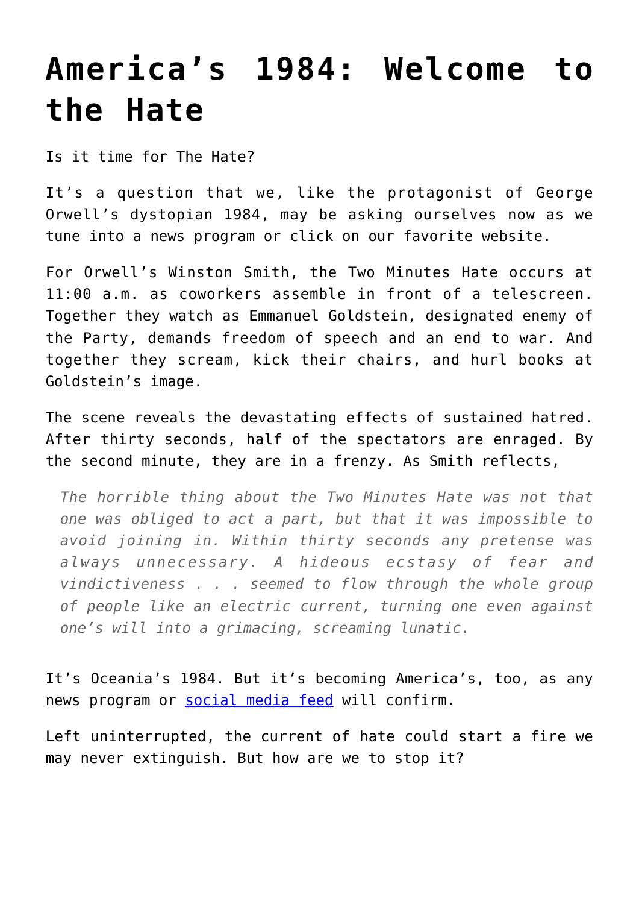# America's 1984: Welcome to the Hate

Is it time for The Hate?

It's a question that we, like the protagonist of George Orwell's dystopian 1984, may be asking ourselves now as we tune into a news program or click on our favorite website.

For Orwell's Winston Smith, the Two Minutes Hate occurs at 11:00 a.m. as coworkers assemble in front of a telescreen. Together they watch as Emmanuel Goldstein, designated enemy of the Party, demands freedom of speech and an end to war. And together they scream, kick their chairs, and hurl books at Goldstein's image.

The scene reveals the devastating effects of sustained hatred. After thirty seconds, half of the spectators are enraged. By the second minute, they are in a frenzy. As Smith reflects,

> *The horrible thing about the Two Minutes Hate was not that one was obliged to act a part, but that it was impossible to avoid joining in. Within thirty seconds any pretense was always unnecessary. A hideous ecstasy of fear and vindictiveness . . . seemed to flow through the whole group of people like an electric current, turning one even against one's will into a grimacing, screaming lunatic.*

It's Oceania's 1984. But it's becoming America's, too, as any news program or [social media feed] will confirm.

Left uninterrupted, the current of hate could start a fire we may never extinguish. But how are we to stop it?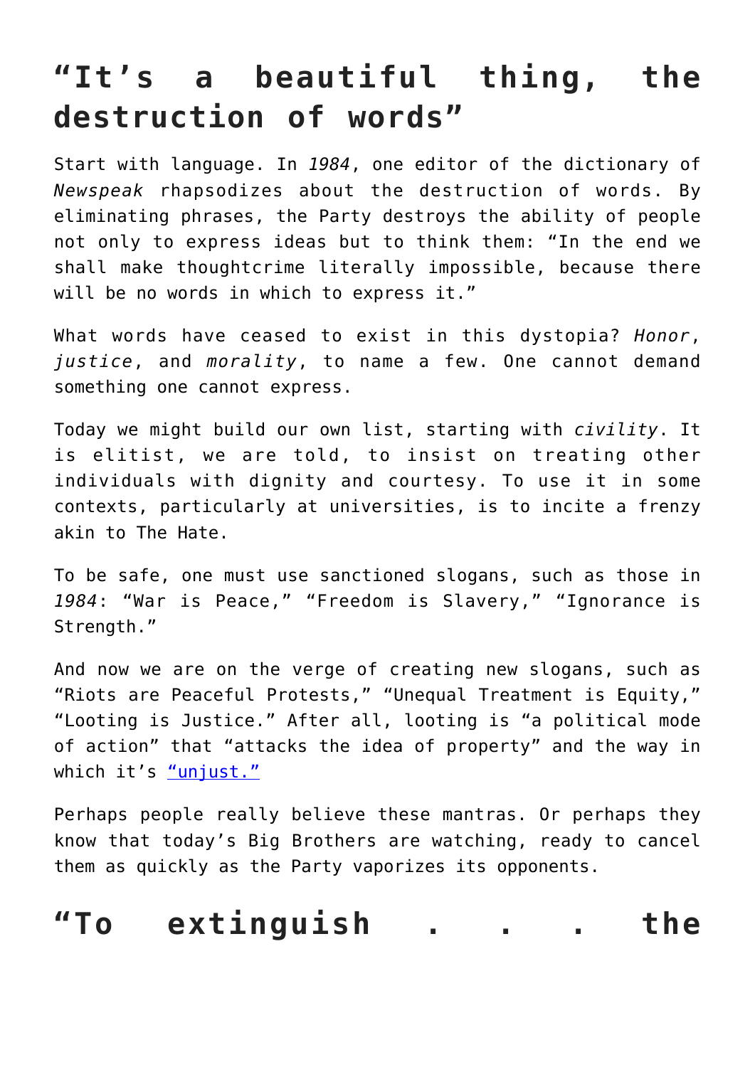## “It’s a beautiful thing, the destruction of words”

Start with language. In *1984*, one editor of the dictionary of *Newspeak* rhapsodizes about the destruction of words. By eliminating phrases, the Party destroys the ability of people not only to express ideas but to think them: “In the end we shall make thoughtcrime literally impossible, because there will be no words in which to express it.”

What words have ceased to exist in this dystopia? *Honor*, *justice*, and *morality*, to name a few. One cannot demand something one cannot express.

Today we might build our own list, starting with *civility*. It is elitist, we are told, to insist on treating other individuals with dignity and courtesy. To use it in some contexts, particularly at universities, is to incite a frenzy akin to The Hate.

To be safe, one must use sanctioned slogans, such as those in *1984*: “War is Peace,” “Freedom is Slavery,” “Ignorance is Strength.”

And now we are on the verge of creating new slogans, such as “Riots are Peaceful Protests,” “Unequal Treatment is Equity,” “Looting is Justice.” After all, looting is “a political mode of action” that “attacks the idea of property” and the way in which it’s “unjust.”

Perhaps people really believe these mantras. Or perhaps they know that today’s Big Brothers are watching, ready to cancel them as quickly as the Party vaporizes its opponents.

## “To extinguish . . . the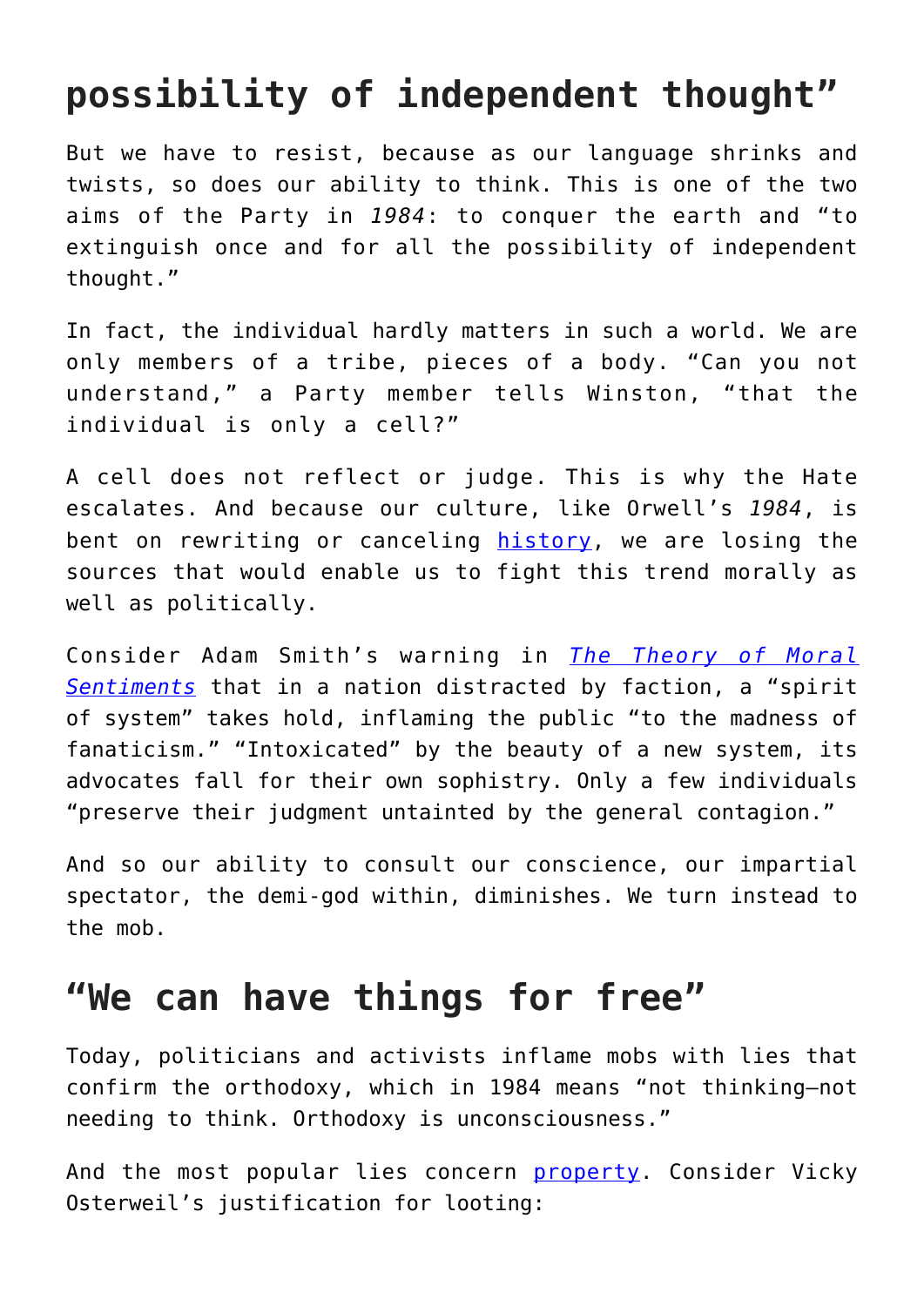## possibility of independent thought"

But we have to resist, because as our language shrinks and twists, so does our ability to think. This is one of the two aims of the Party in *1984*: to conquer the earth and "to extinguish once and for all the possibility of independent thought."

In fact, the individual hardly matters in such a world. We are only members of a tribe, pieces of a body. "Can you not understand," a Party member tells Winston, "that the individual is only a cell?"

A cell does not reflect or judge. This is why the Hate escalates. And because our culture, like Orwell's *1984*, is bent on rewriting or canceling history, we are losing the sources that would enable us to fight this trend morally as well as politically.

Consider Adam Smith's warning in *The Theory of Moral Sentiments* that in a nation distracted by faction, a "spirit of system" takes hold, inflaming the public "to the madness of fanaticism." "Intoxicated" by the beauty of a new system, its advocates fall for their own sophistry. Only a few individuals "preserve their judgment untainted by the general contagion."

And so our ability to consult our conscience, our impartial spectator, the demi-god within, diminishes. We turn instead to the mob.

## "We can have things for free"

Today, politicians and activists inflame mobs with lies that confirm the orthodoxy, which in 1984 means "not thinking—not needing to think. Orthodoxy is unconsciousness."

And the most popular lies concern property. Consider Vicky Osterweil's justification for looting: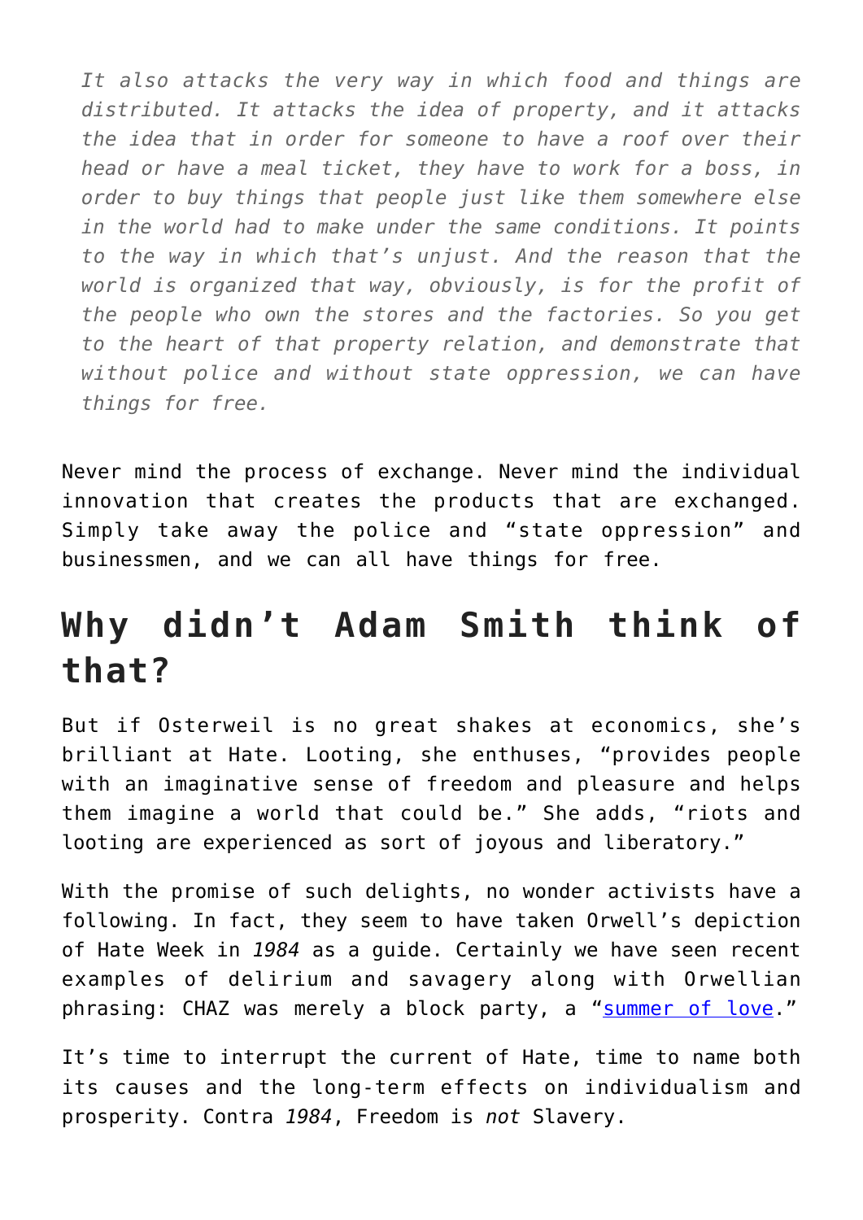> *It also attacks the very way in which food and things are distributed. It attacks the idea of property, and it attacks the idea that in order for someone to have a roof over their head or have a meal ticket, they have to work for a boss, in order to buy things that people just like them somewhere else in the world had to make under the same conditions. It points to the way in which that's unjust. And the reason that the world is organized that way, obviously, is for the profit of the people who own the stores and the factories. So you get to the heart of that property relation, and demonstrate that without police and without state oppression, we can have things for free.*

Never mind the process of exchange. Never mind the individual innovation that creates the products that are exchanged. Simply take away the police and "state oppression" and businessmen, and we can all have things for free.

## Why didn't Adam Smith think of that?

But if Osterweil is no great shakes at economics, she's brilliant at Hate. Looting, she enthuses, "provides people with an imaginative sense of freedom and pleasure and helps them imagine a world that could be." She adds, "riots and looting are experienced as sort of joyous and liberatory."

With the promise of such delights, no wonder activists have a following. In fact, they seem to have taken Orwell's depiction of Hate Week in *1984* as a guide. Certainly we have seen recent examples of delirium and savagery along with Orwellian phrasing: CHAZ was merely a block party, a "summer of love."

It's time to interrupt the current of Hate, time to name both its causes and the long-term effects on individualism and prosperity. Contra *1984*, Freedom is *not* Slavery.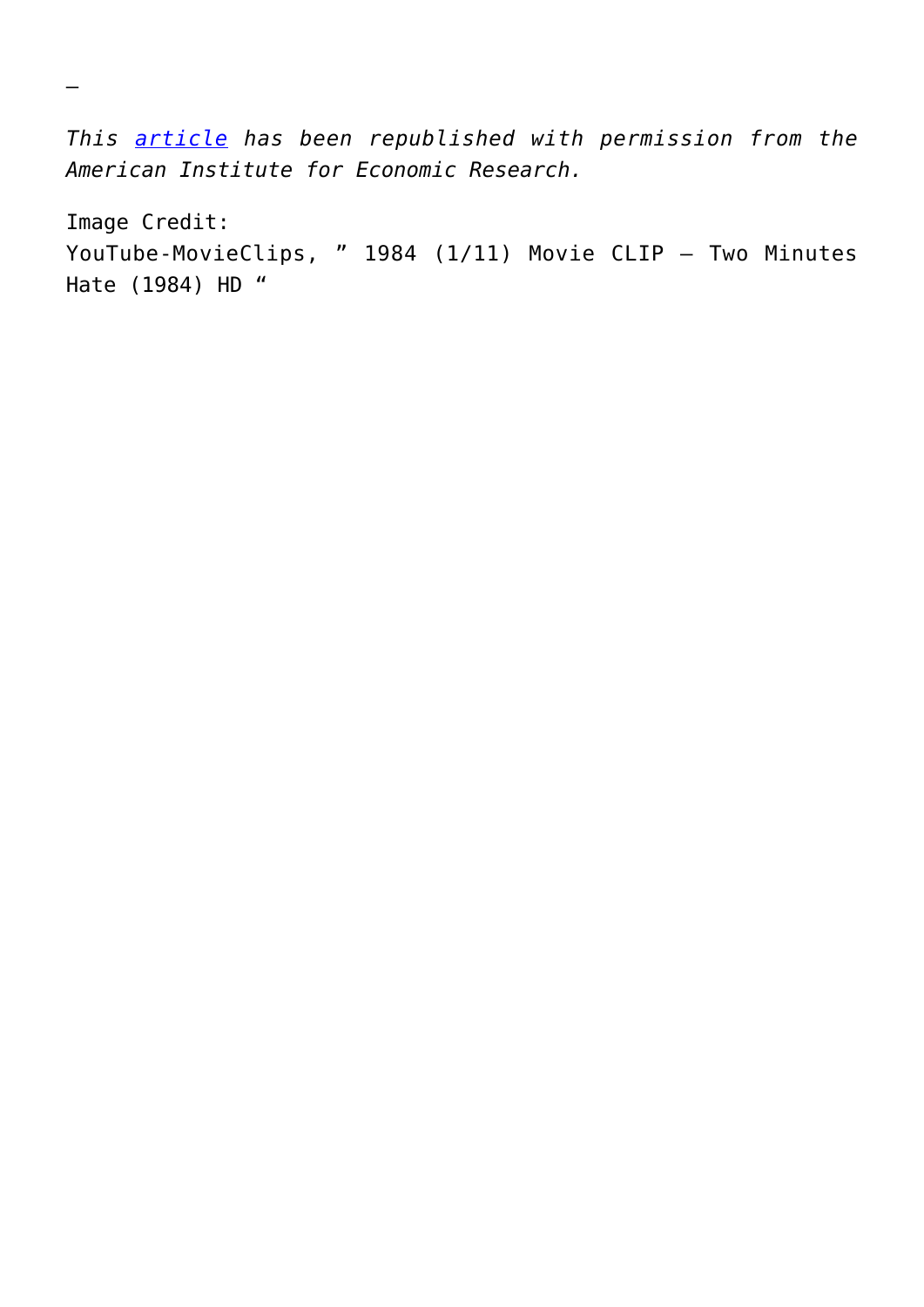—

*This [article](article) has been republished with permission from the American Institute for Economic Research.*

Image Credit:
YouTube-MovieClips, " 1984 (1/11) Movie CLIP – Two Minutes Hate (1984) HD "